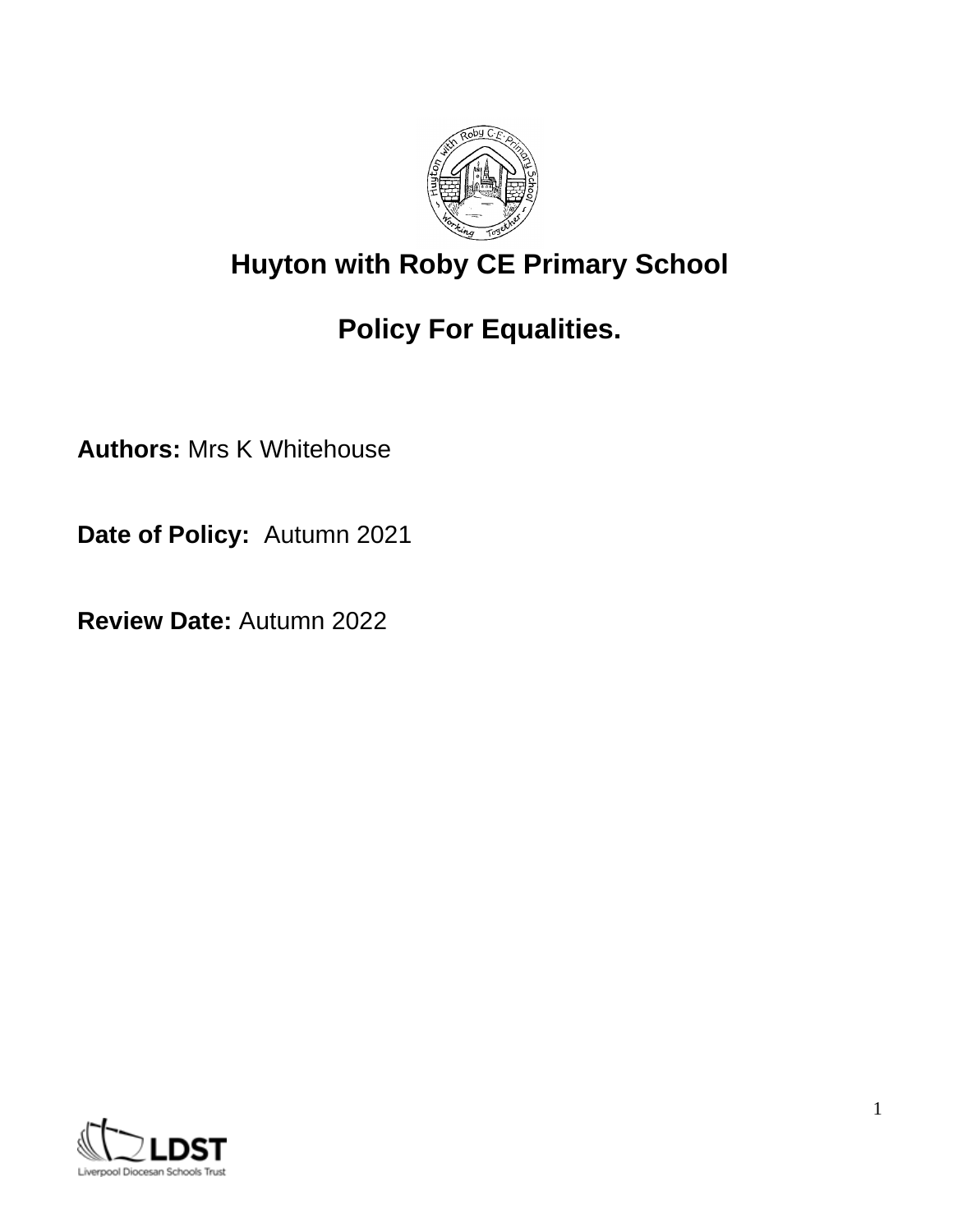# Huyton with Roby CE Primary School

## Policy For Equalities.

**Authors:** Mrs K Whitehouse

**Date of Policy:** Autumn 2021

**Review Date:** Autumn 2022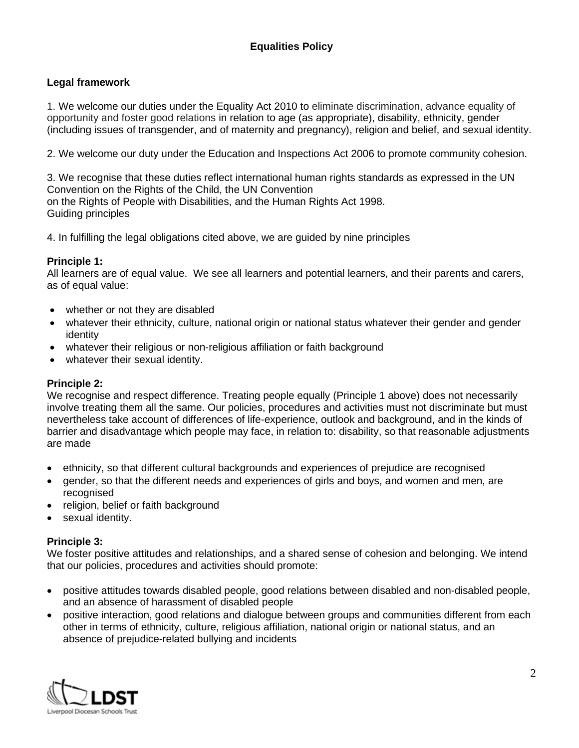**Equalities Policy**

**Legal framework**

1. We welcome our duties under the Equality Act 2010 to eliminate discrimination, advance equality of opportunity and foster good relations in relation to age (as appropriate), disability, ethnicity, gender (including issues of transgender, and of maternity and pregnancy), religion and belief, and sexual identity.

2. We welcome our duty under the Education and Inspections Act 2006 to promote community cohesion.

3. We recognise that these duties reflect international human rights standards as expressed in the UN Convention on the Rights of the Child, the UN Convention on the Rights of People with Disabilities, and the Human Rights Act 1998.

Guiding principles

4. In fulfilling the legal obligations cited above, we are guided by nine principles

**Principle 1:**
All learners are of equal value. We see all learners and potential learners, and their parents and carers, as of equal value:

- whether or not they are disabled
- whatever their ethnicity, culture, national origin or national status whatever their gender and gender identity
- whatever their religious or non-religious affiliation or faith background
- whatever their sexual identity.

**Principle 2:**
We recognise and respect difference. Treating people equally (Principle 1 above) does not necessarily involve treating them all the same. Our policies, procedures and activities must not discriminate but must nevertheless take account of differences of life-experience, outlook and background, and in the kinds of barrier and disadvantage which people may face, in relation to: disability, so that reasonable adjustments are made

- ethnicity, so that different cultural backgrounds and experiences of prejudice are recognised
- gender, so that the different needs and experiences of girls and boys, and women and men, are recognised
- religion, belief or faith background
- sexual identity.

**Principle 3:**
We foster positive attitudes and relationships, and a shared sense of cohesion and belonging. We intend that our policies, procedures and activities should promote:

- positive attitudes towards disabled people, good relations between disabled and non-disabled people, and an absence of harassment of disabled people
- positive interaction, good relations and dialogue between groups and communities different from each other in terms of ethnicity, culture, religious affiliation, national origin or national status, and an absence of prejudice-related bullying and incidents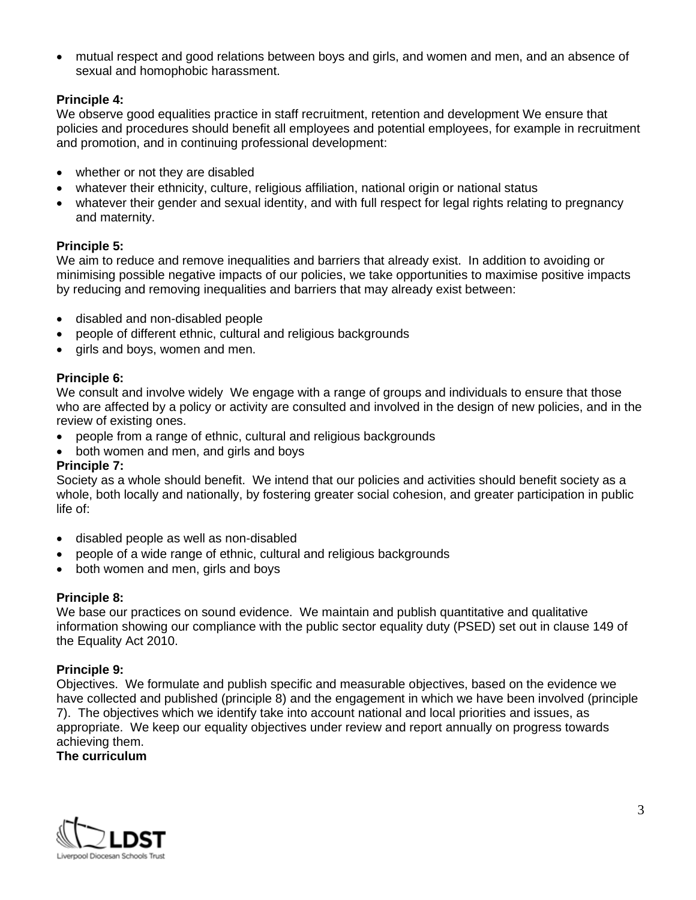- mutual respect and good relations between boys and girls, and women and men, and an absence of sexual and homophobic harassment.

**Principle 4:**
We observe good equalities practice in staff recruitment, retention and development We ensure that policies and procedures should benefit all employees and potential employees, for example in recruitment and promotion, and in continuing professional development:

- whether or not they are disabled
- whatever their ethnicity, culture, religious affiliation, national origin or national status
- whatever their gender and sexual identity, and with full respect for legal rights relating to pregnancy and maternity.

**Principle 5:**
We aim to reduce and remove inequalities and barriers that already exist. In addition to avoiding or minimising possible negative impacts of our policies, we take opportunities to maximise positive impacts by reducing and removing inequalities and barriers that may already exist between:

- disabled and non-disabled people
- people of different ethnic, cultural and religious backgrounds
- girls and boys, women and men.

**Principle 6:**
We consult and involve widely We engage with a range of groups and individuals to ensure that those who are affected by a policy or activity are consulted and involved in the design of new policies, and in the review of existing ones.

- people from a range of ethnic, cultural and religious backgrounds
- both women and men, and girls and boys

**Principle 7:**
Society as a whole should benefit. We intend that our policies and activities should benefit society as a whole, both locally and nationally, by fostering greater social cohesion, and greater participation in public life of:

- disabled people as well as non-disabled
- people of a wide range of ethnic, cultural and religious backgrounds
- both women and men, girls and boys

**Principle 8:**
We base our practices on sound evidence. We maintain and publish quantitative and qualitative information showing our compliance with the public sector equality duty (PSED) set out in clause 149 of the Equality Act 2010.

**Principle 9:**
Objectives. We formulate and publish specific and measurable objectives, based on the evidence we have collected and published (principle 8) and the engagement in which we have been involved (principle 7). The objectives which we identify take into account national and local priorities and issues, as appropriate. We keep our equality objectives under review and report annually on progress towards achieving them.

**The curriculum**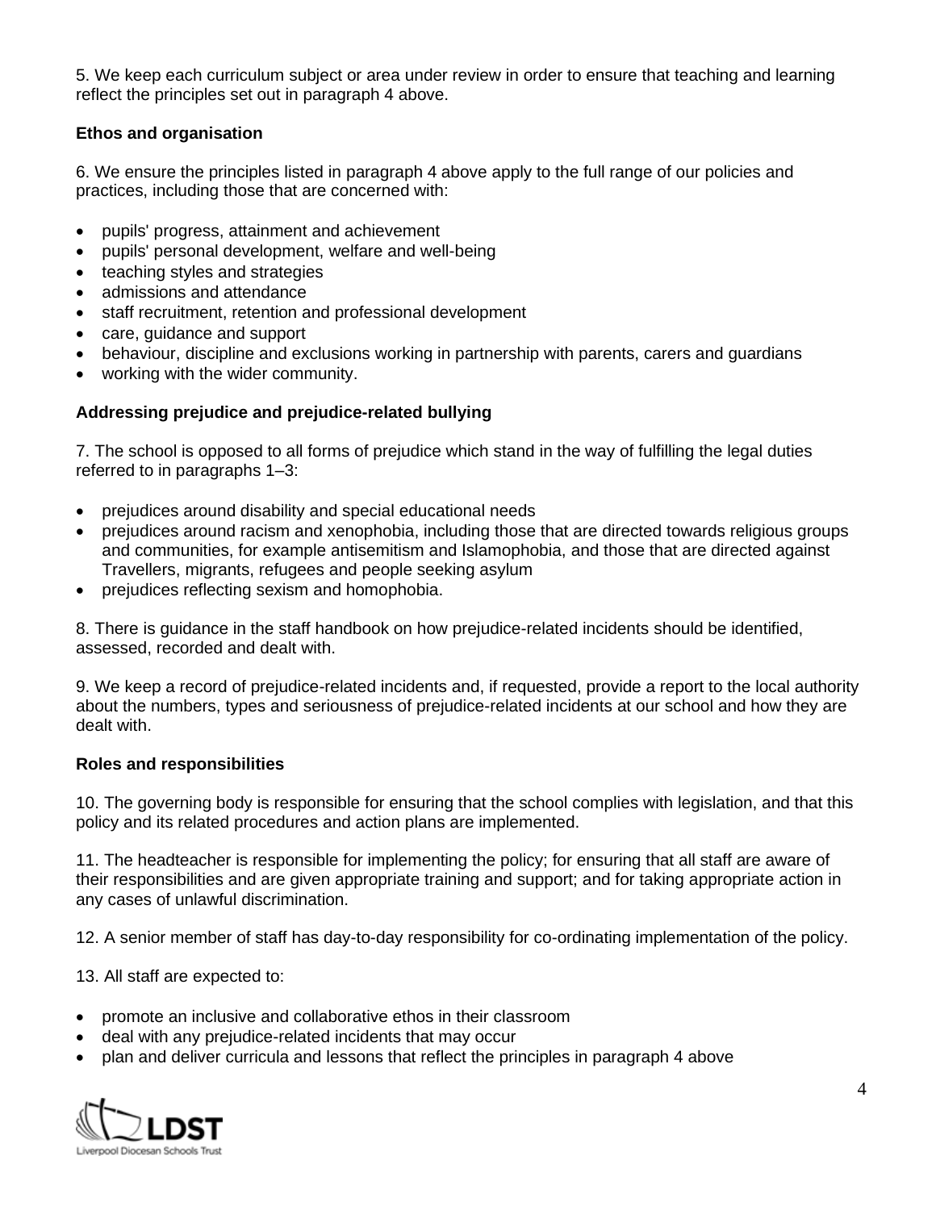5. We keep each curriculum subject or area under review in order to ensure that teaching and learning reflect the principles set out in paragraph 4 above.

**Ethos and organisation**

6. We ensure the principles listed in paragraph 4 above apply to the full range of our policies and practices, including those that are concerned with:

- pupils' progress, attainment and achievement
- pupils' personal development, welfare and well-being
- teaching styles and strategies
- admissions and attendance
- staff recruitment, retention and professional development
- care, guidance and support
- behaviour, discipline and exclusions working in partnership with parents, carers and guardians
- working with the wider community.

**Addressing prejudice and prejudice-related bullying**

7. The school is opposed to all forms of prejudice which stand in the way of fulfilling the legal duties referred to in paragraphs 1–3:

- prejudices around disability and special educational needs
- prejudices around racism and xenophobia, including those that are directed towards religious groups and communities, for example antisemitism and Islamophobia, and those that are directed against Travellers, migrants, refugees and people seeking asylum
- prejudices reflecting sexism and homophobia.

8. There is guidance in the staff handbook on how prejudice-related incidents should be identified, assessed, recorded and dealt with.

9. We keep a record of prejudice-related incidents and, if requested, provide a report to the local authority about the numbers, types and seriousness of prejudice-related incidents at our school and how they are dealt with.

**Roles and responsibilities**

10. The governing body is responsible for ensuring that the school complies with legislation, and that this policy and its related procedures and action plans are implemented.

11. The headteacher is responsible for implementing the policy; for ensuring that all staff are aware of their responsibilities and are given appropriate training and support; and for taking appropriate action in any cases of unlawful discrimination.

12. A senior member of staff has day-to-day responsibility for co-ordinating implementation of the policy.

13. All staff are expected to:

- promote an inclusive and collaborative ethos in their classroom
- deal with any prejudice-related incidents that may occur
- plan and deliver curricula and lessons that reflect the principles in paragraph 4 above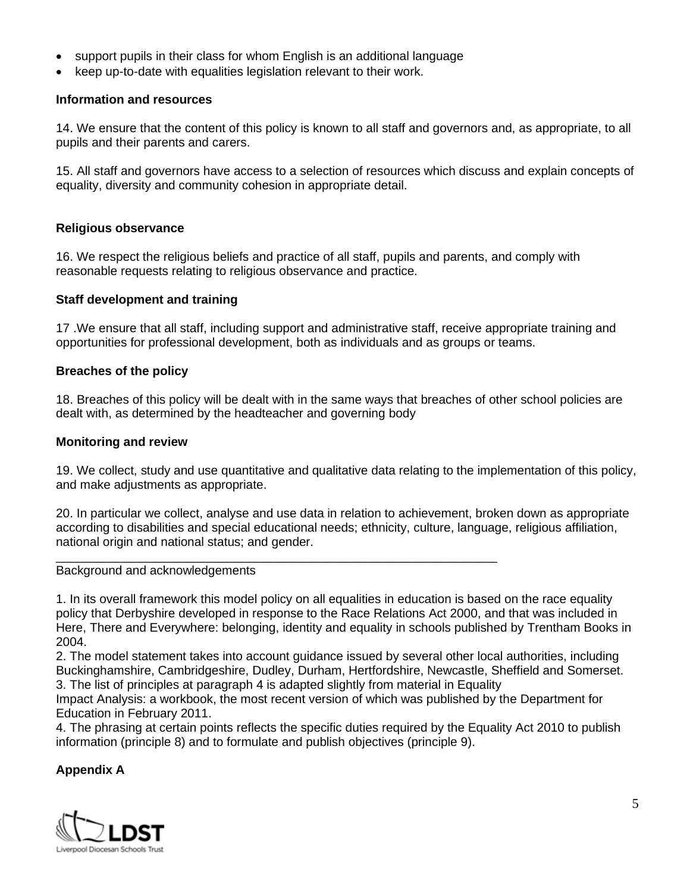- support pupils in their class for whom English is an additional language
- keep up-to-date with equalities legislation relevant to their work.

**Information and resources**

14. We ensure that the content of this policy is known to all staff and governors and, as appropriate, to all pupils and their parents and carers.

15. All staff and governors have access to a selection of resources which discuss and explain concepts of equality, diversity and community cohesion in appropriate detail.

**Religious observance**

16. We respect the religious beliefs and practice of all staff, pupils and parents, and comply with reasonable requests relating to religious observance and practice.

**Staff development and training**

17 .We ensure that all staff, including support and administrative staff, receive appropriate training and opportunities for professional development, both as individuals and as groups or teams.

**Breaches of the policy**

18. Breaches of this policy will be dealt with in the same ways that breaches of other school policies are dealt with, as determined by the headteacher and governing body

**Monitoring and review**

19. We collect, study and use quantitative and qualitative data relating to the implementation of this policy, and make adjustments as appropriate.

20. In particular we collect, analyse and use data in relation to achievement, broken down as appropriate according to disabilities and special educational needs; ethnicity, culture, language, religious affiliation, national origin and national status; and gender.

---

Background and acknowledgements

1. In its overall framework this model policy on all equalities in education is based on the race equality policy that Derbyshire developed in response to the Race Relations Act 2000, and that was included in Here, There and Everywhere: belonging, identity and equality in schools published by Trentham Books in 2004.
2. The model statement takes into account guidance issued by several other local authorities, including Buckinghamshire, Cambridgeshire, Dudley, Durham, Hertfordshire, Newcastle, Sheffield and Somerset.
3. The list of principles at paragraph 4 is adapted slightly from material in Equality Impact Analysis: a workbook, the most recent version of which was published by the Department for Education in February 2011.
4. The phrasing at certain points reflects the specific duties required by the Equality Act 2010 to publish information (principle 8) and to formulate and publish objectives (principle 9).

**Appendix A**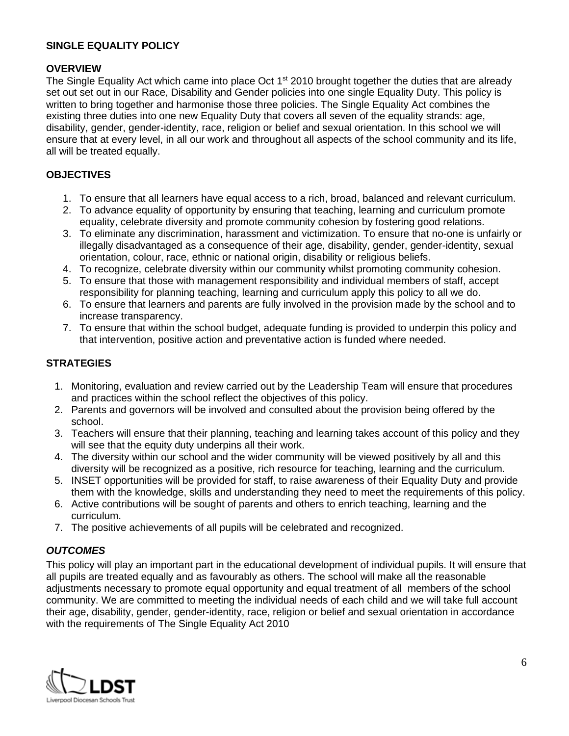**SINGLE EQUALITY POLICY**

**OVERVIEW**

The Single Equality Act which came into place Oct 1st 2010 brought together the duties that are already set out set out in our Race, Disability and Gender policies into one single Equality Duty. This policy is written to bring together and harmonise those three policies. The Single Equality Act combines the existing three duties into one new Equality Duty that covers all seven of the equality strands: age, disability, gender, gender-identity, race, religion or belief and sexual orientation. In this school we will ensure that at every level, in all our work and throughout all aspects of the school community and its life, all will be treated equally.

**OBJECTIVES**

1. To ensure that all learners have equal access to a rich, broad, balanced and relevant curriculum.
2. To advance equality of opportunity by ensuring that teaching, learning and curriculum promote equality, celebrate diversity and promote community cohesion by fostering good relations.
3. To eliminate any discrimination, harassment and victimization. To ensure that no-one is unfairly or illegally disadvantaged as a consequence of their age, disability, gender, gender-identity, sexual orientation, colour, race, ethnic or national origin, disability or religious beliefs.
4. To recognize, celebrate diversity within our community whilst promoting community cohesion.
5. To ensure that those with management responsibility and individual members of staff, accept responsibility for planning teaching, learning and curriculum apply this policy to all we do.
6. To ensure that learners and parents are fully involved in the provision made by the school and to increase transparency.
7. To ensure that within the school budget, adequate funding is provided to underpin this policy and that intervention, positive action and preventative action is funded where needed.

**STRATEGIES**

1. Monitoring, evaluation and review carried out by the Leadership Team will ensure that procedures and practices within the school reflect the objectives of this policy.
2. Parents and governors will be involved and consulted about the provision being offered by the school.
3. Teachers will ensure that their planning, teaching and learning takes account of this policy and they will see that the equity duty underpins all their work.
4. The diversity within our school and the wider community will be viewed positively by all and this diversity will be recognized as a positive, rich resource for teaching, learning and the curriculum.
5. INSET opportunities will be provided for staff, to raise awareness of their Equality Duty and provide them with the knowledge, skills and understanding they need to meet the requirements of this policy.
6. Active contributions will be sought of parents and others to enrich teaching, learning and the curriculum.
7. The positive achievements of all pupils will be celebrated and recognized.

***OUTCOMES***

This policy will play an important part in the educational development of individual pupils. It will ensure that all pupils are treated equally and as favourably as others. The school will make all the reasonable adjustments necessary to promote equal opportunity and equal treatment of all members of the school community. We are committed to meeting the individual needs of each child and we will take full account their age, disability, gender, gender-identity, race, religion or belief and sexual orientation in accordance with the requirements of The Single Equality Act 2010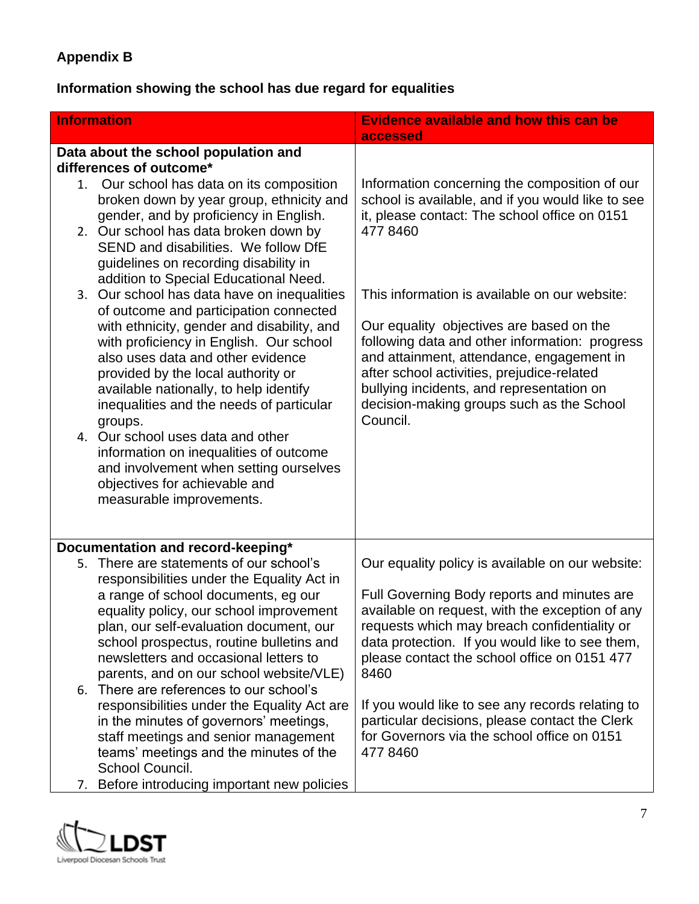**Appendix B**

**Information showing the school has due regard for equalities**

| Information | Evidence available and how this can be accessed |
|---|---|
| **Data about the school population and differences of outcome*** <br>1. Our school has data on its composition broken down by year group, ethnicity and gender, and by proficiency in English. <br>2. Our school has data broken down by SEND and disabilities. We follow DfE guidelines on recording disability in addition to Special Educational Need. <br>3. Our school has data have on inequalities of outcome and participation connected with ethnicity, gender and disability, and with proficiency in English. Our school also uses data and other evidence provided by the local authority or available nationally, to help identify inequalities and the needs of particular groups. <br>4. Our school uses data and other information on inequalities of outcome and involvement when setting ourselves objectives for achievable and measurable improvements. | Information concerning the composition of our school is available, and if you would like to see it, please contact: The school office on 0151 477 8460 <br><br>This information is available on our website: <br><br>Our equality objectives are based on the following data and other information: progress and attainment, attendance, engagement in after school activities, prejudice-related bullying incidents, and representation on decision-making groups such as the School Council. |
| **Documentation and record-keeping*** <br>5. There are statements of our school's responsibilities under the Equality Act in a range of school documents, eg our equality policy, our school improvement plan, our self-evaluation document, our school prospectus, routine bulletins and newsletters and occasional letters to parents, and on our school website/VLE) <br>6. There are references to our school's responsibilities under the Equality Act are in the minutes of governors' meetings, staff meetings and senior management teams' meetings and the minutes of the School Council. <br>7. Before introducing important new policies | Our equality policy is available on our website: <br><br>Full Governing Body reports and minutes are available on request, with the exception of any requests which may breach confidentiality or data protection. If you would like to see them, please contact the school office on 0151 477 8460 <br><br>If you would like to see any records relating to particular decisions, please contact the Clerk for Governors via the school office on 0151 477 8460 |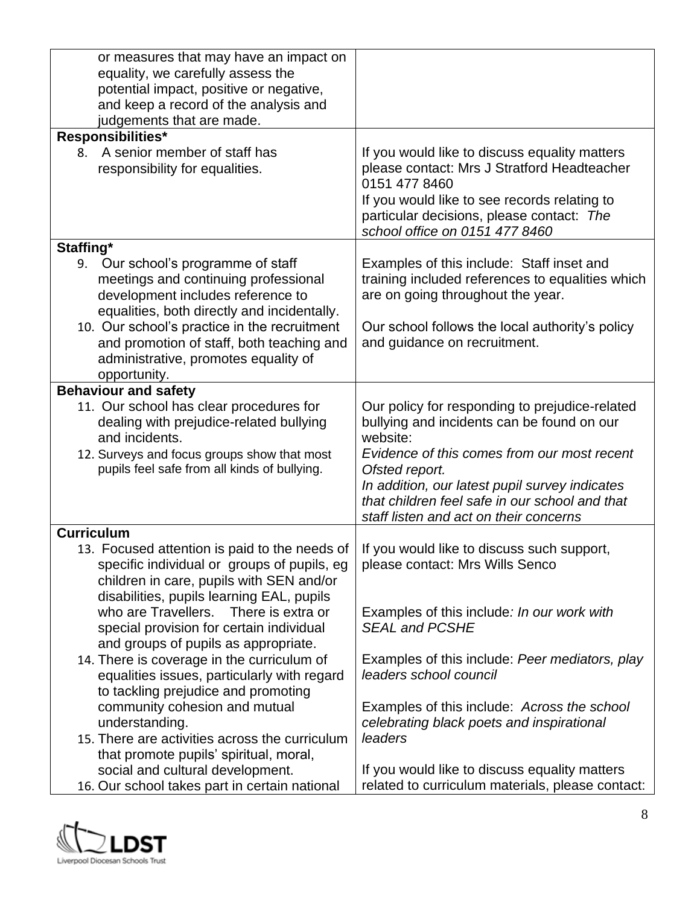| | |
|---|---|
| or measures that may have an impact on equality, we carefully assess the potential impact, positive or negative, and keep a record of the analysis and judgements that are made. | |
| **Responsibilities*** | |
| 8. A senior member of staff has responsibility for equalities. | If you would like to discuss equality matters please contact: Mrs J Stratford Headteacher 0151 477 8460<br>If you would like to see records relating to particular decisions, please contact: *The school office on 0151 477 8460* |
| **Staffing*** | |
| 9. Our school's programme of staff meetings and continuing professional development includes reference to equalities, both directly and incidentally.<br>10. Our school's practice in the recruitment and promotion of staff, both teaching and administrative, promotes equality of opportunity. | Examples of this include: Staff inset and training included references to equalities which are on going throughout the year.<br><br>Our school follows the local authority's policy and guidance on recruitment. |
| **Behaviour and safety** | |
| 11. Our school has clear procedures for dealing with prejudice-related bullying and incidents.<br>12. Surveys and focus groups show that most pupils feel safe from all kinds of bullying. | Our policy for responding to prejudice-related bullying and incidents can be found on our website:<br>*Evidence of this comes from our most recent Ofsted report.*<br>*In addition, our latest pupil survey indicates that children feel safe in our school and that staff listen and act on their concerns* |
| **Curriculum** | |
| 13. Focused attention is paid to the needs of specific individual or groups of pupils, eg children in care, pupils with SEN and/or disabilities, pupils learning EAL, pupils who are Travellers. There is extra or special provision for certain individual and groups of pupils as appropriate.<br>14. There is coverage in the curriculum of equalities issues, particularly with regard to tackling prejudice and promoting community cohesion and mutual understanding.<br>15. There are activities across the curriculum that promote pupils' spiritual, moral, social and cultural development.<br>16. Our school takes part in certain national | If you would like to discuss such support, please contact: Mrs Wills Senco<br><br>Examples of this include*: In our work with SEAL and PCSHE*<br><br>Examples of this include: *Peer mediators, play leaders school council*<br><br>Examples of this include: *Across the school celebrating black poets and inspirational leaders*<br><br>If you would like to discuss equality matters related to curriculum materials, please contact: |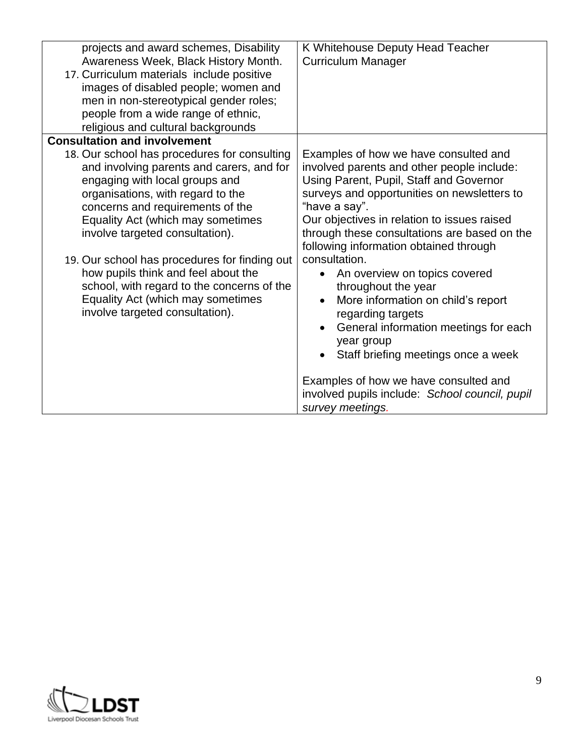| | |
|---|---|
| projects and award schemes, Disability Awareness Week, Black History Month.<br>17. Curriculum materials include positive images of disabled people; women and men in non-stereotypical gender roles; people from a wide range of ethnic, religious and cultural backgrounds | K Whitehouse Deputy Head Teacher<br>Curriculum Manager |
| **Consultation and involvement**<br>18. Our school has procedures for consulting and involving parents and carers, and for engaging with local groups and organisations, with regard to the concerns and requirements of the Equality Act (which may sometimes involve targeted consultation).<br><br>19. Our school has procedures for finding out how pupils think and feel about the school, with regard to the concerns of the Equality Act (which may sometimes involve targeted consultation). | Examples of how we have consulted and involved parents and other people include: Using Parent, Pupil, Staff and Governor surveys and opportunities on newsletters to "have a say".<br>Our objectives in relation to issues raised through these consultations are based on the following information obtained through consultation.<br>• An overview on topics covered throughout the year<br>• More information on child's report regarding targets<br>• General information meetings for each year group<br>• Staff briefing meetings once a week<br><br>Examples of how we have consulted and involved pupils include: *School council, pupil survey meetings.* |